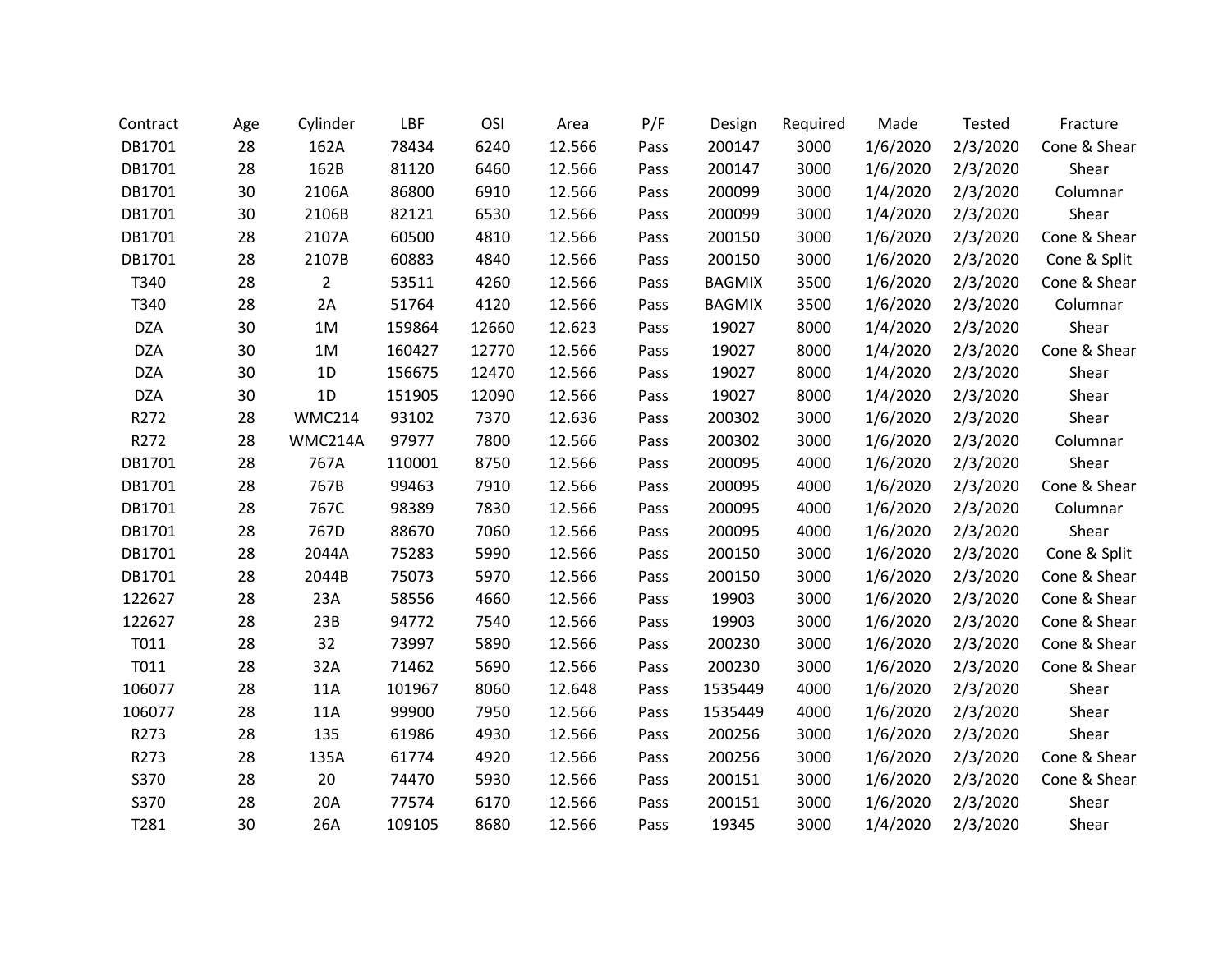| Contract | Age | Cylinder | LBF | OSI | Area | P/F | Design | Required | Made | Tested | Fracture |
|---|---|---|---|---|---|---|---|---|---|---|---|
| DB1701 | 28 | 162A | 78434 | 6240 | 12.566 | Pass | 200147 | 3000 | 1/6/2020 | 2/3/2020 | Cone & Shear |
| DB1701 | 28 | 162B | 81120 | 6460 | 12.566 | Pass | 200147 | 3000 | 1/6/2020 | 2/3/2020 | Shear |
| DB1701 | 30 | 2106A | 86800 | 6910 | 12.566 | Pass | 200099 | 3000 | 1/4/2020 | 2/3/2020 | Columnar |
| DB1701 | 30 | 2106B | 82121 | 6530 | 12.566 | Pass | 200099 | 3000 | 1/4/2020 | 2/3/2020 | Shear |
| DB1701 | 28 | 2107A | 60500 | 4810 | 12.566 | Pass | 200150 | 3000 | 1/6/2020 | 2/3/2020 | Cone & Shear |
| DB1701 | 28 | 2107B | 60883 | 4840 | 12.566 | Pass | 200150 | 3000 | 1/6/2020 | 2/3/2020 | Cone & Split |
| T340 | 28 | 2 | 53511 | 4260 | 12.566 | Pass | BAGMIX | 3500 | 1/6/2020 | 2/3/2020 | Cone & Shear |
| T340 | 28 | 2A | 51764 | 4120 | 12.566 | Pass | BAGMIX | 3500 | 1/6/2020 | 2/3/2020 | Columnar |
| DZA | 30 | 1M | 159864 | 12660 | 12.623 | Pass | 19027 | 8000 | 1/4/2020 | 2/3/2020 | Shear |
| DZA | 30 | 1M | 160427 | 12770 | 12.566 | Pass | 19027 | 8000 | 1/4/2020 | 2/3/2020 | Cone & Shear |
| DZA | 30 | 1D | 156675 | 12470 | 12.566 | Pass | 19027 | 8000 | 1/4/2020 | 2/3/2020 | Shear |
| DZA | 30 | 1D | 151905 | 12090 | 12.566 | Pass | 19027 | 8000 | 1/4/2020 | 2/3/2020 | Shear |
| R272 | 28 | WMC214 | 93102 | 7370 | 12.636 | Pass | 200302 | 3000 | 1/6/2020 | 2/3/2020 | Shear |
| R272 | 28 | WMC214A | 97977 | 7800 | 12.566 | Pass | 200302 | 3000 | 1/6/2020 | 2/3/2020 | Columnar |
| DB1701 | 28 | 767A | 110001 | 8750 | 12.566 | Pass | 200095 | 4000 | 1/6/2020 | 2/3/2020 | Shear |
| DB1701 | 28 | 767B | 99463 | 7910 | 12.566 | Pass | 200095 | 4000 | 1/6/2020 | 2/3/2020 | Cone & Shear |
| DB1701 | 28 | 767C | 98389 | 7830 | 12.566 | Pass | 200095 | 4000 | 1/6/2020 | 2/3/2020 | Columnar |
| DB1701 | 28 | 767D | 88670 | 7060 | 12.566 | Pass | 200095 | 4000 | 1/6/2020 | 2/3/2020 | Shear |
| DB1701 | 28 | 2044A | 75283 | 5990 | 12.566 | Pass | 200150 | 3000 | 1/6/2020 | 2/3/2020 | Cone & Split |
| DB1701 | 28 | 2044B | 75073 | 5970 | 12.566 | Pass | 200150 | 3000 | 1/6/2020 | 2/3/2020 | Cone & Shear |
| 122627 | 28 | 23A | 58556 | 4660 | 12.566 | Pass | 19903 | 3000 | 1/6/2020 | 2/3/2020 | Cone & Shear |
| 122627 | 28 | 23B | 94772 | 7540 | 12.566 | Pass | 19903 | 3000 | 1/6/2020 | 2/3/2020 | Cone & Shear |
| T011 | 28 | 32 | 73997 | 5890 | 12.566 | Pass | 200230 | 3000 | 1/6/2020 | 2/3/2020 | Cone & Shear |
| T011 | 28 | 32A | 71462 | 5690 | 12.566 | Pass | 200230 | 3000 | 1/6/2020 | 2/3/2020 | Cone & Shear |
| 106077 | 28 | 11A | 101967 | 8060 | 12.648 | Pass | 1535449 | 4000 | 1/6/2020 | 2/3/2020 | Shear |
| 106077 | 28 | 11A | 99900 | 7950 | 12.566 | Pass | 1535449 | 4000 | 1/6/2020 | 2/3/2020 | Shear |
| R273 | 28 | 135 | 61986 | 4930 | 12.566 | Pass | 200256 | 3000 | 1/6/2020 | 2/3/2020 | Shear |
| R273 | 28 | 135A | 61774 | 4920 | 12.566 | Pass | 200256 | 3000 | 1/6/2020 | 2/3/2020 | Cone & Shear |
| S370 | 28 | 20 | 74470 | 5930 | 12.566 | Pass | 200151 | 3000 | 1/6/2020 | 2/3/2020 | Cone & Shear |
| S370 | 28 | 20A | 77574 | 6170 | 12.566 | Pass | 200151 | 3000 | 1/6/2020 | 2/3/2020 | Shear |
| T281 | 30 | 26A | 109105 | 8680 | 12.566 | Pass | 19345 | 3000 | 1/4/2020 | 2/3/2020 | Shear |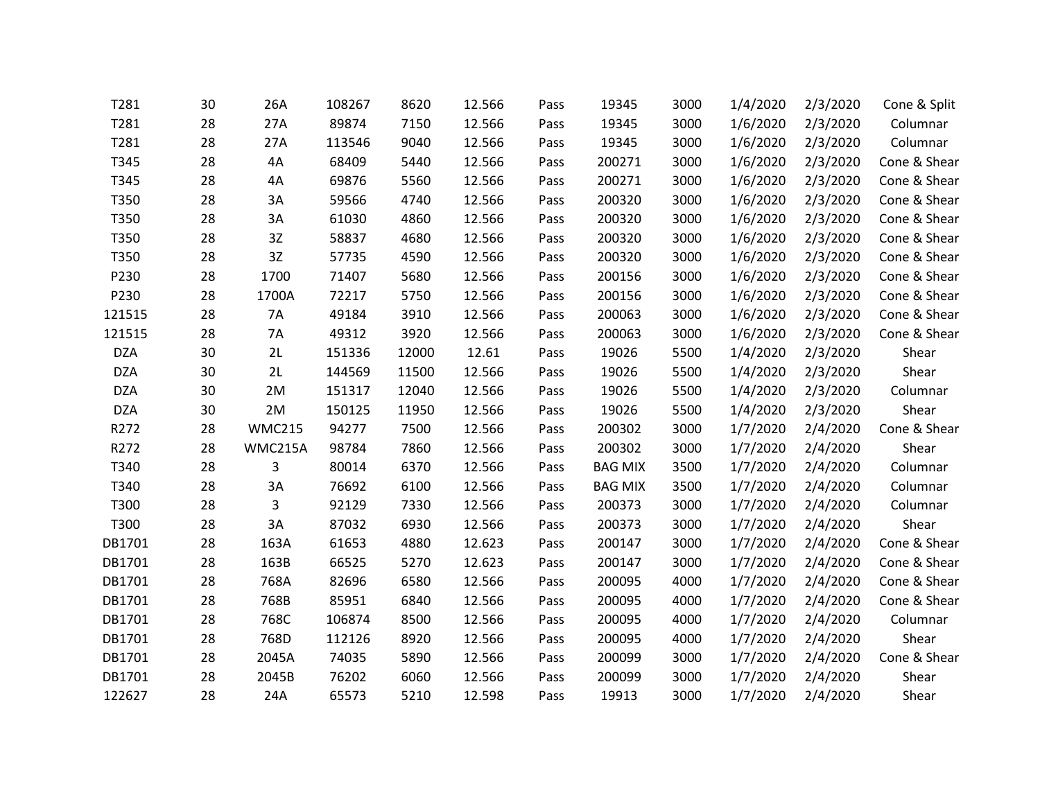| | | | | | | | | | | | |
|---|---|---|---|---|---|---|---|---|---|---|---|
| T281 | 30 | 26A | 108267 | 8620 | 12.566 | Pass | 19345 | 3000 | 1/4/2020 | 2/3/2020 | Cone & Split |
| T281 | 28 | 27A | 89874 | 7150 | 12.566 | Pass | 19345 | 3000 | 1/6/2020 | 2/3/2020 | Columnar |
| T281 | 28 | 27A | 113546 | 9040 | 12.566 | Pass | 19345 | 3000 | 1/6/2020 | 2/3/2020 | Columnar |
| T345 | 28 | 4A | 68409 | 5440 | 12.566 | Pass | 200271 | 3000 | 1/6/2020 | 2/3/2020 | Cone & Shear |
| T345 | 28 | 4A | 69876 | 5560 | 12.566 | Pass | 200271 | 3000 | 1/6/2020 | 2/3/2020 | Cone & Shear |
| T350 | 28 | 3A | 59566 | 4740 | 12.566 | Pass | 200320 | 3000 | 1/6/2020 | 2/3/2020 | Cone & Shear |
| T350 | 28 | 3A | 61030 | 4860 | 12.566 | Pass | 200320 | 3000 | 1/6/2020 | 2/3/2020 | Cone & Shear |
| T350 | 28 | 3Z | 58837 | 4680 | 12.566 | Pass | 200320 | 3000 | 1/6/2020 | 2/3/2020 | Cone & Shear |
| T350 | 28 | 3Z | 57735 | 4590 | 12.566 | Pass | 200320 | 3000 | 1/6/2020 | 2/3/2020 | Cone & Shear |
| P230 | 28 | 1700 | 71407 | 5680 | 12.566 | Pass | 200156 | 3000 | 1/6/2020 | 2/3/2020 | Cone & Shear |
| P230 | 28 | 1700A | 72217 | 5750 | 12.566 | Pass | 200156 | 3000 | 1/6/2020 | 2/3/2020 | Cone & Shear |
| 121515 | 28 | 7A | 49184 | 3910 | 12.566 | Pass | 200063 | 3000 | 1/6/2020 | 2/3/2020 | Cone & Shear |
| 121515 | 28 | 7A | 49312 | 3920 | 12.566 | Pass | 200063 | 3000 | 1/6/2020 | 2/3/2020 | Cone & Shear |
| DZA | 30 | 2L | 151336 | 12000 | 12.61 | Pass | 19026 | 5500 | 1/4/2020 | 2/3/2020 | Shear |
| DZA | 30 | 2L | 144569 | 11500 | 12.566 | Pass | 19026 | 5500 | 1/4/2020 | 2/3/2020 | Shear |
| DZA | 30 | 2M | 151317 | 12040 | 12.566 | Pass | 19026 | 5500 | 1/4/2020 | 2/3/2020 | Columnar |
| DZA | 30 | 2M | 150125 | 11950 | 12.566 | Pass | 19026 | 5500 | 1/4/2020 | 2/3/2020 | Shear |
| R272 | 28 | WMC215 | 94277 | 7500 | 12.566 | Pass | 200302 | 3000 | 1/7/2020 | 2/4/2020 | Cone & Shear |
| R272 | 28 | WMC215A | 98784 | 7860 | 12.566 | Pass | 200302 | 3000 | 1/7/2020 | 2/4/2020 | Shear |
| T340 | 28 | 3 | 80014 | 6370 | 12.566 | Pass | BAG MIX | 3500 | 1/7/2020 | 2/4/2020 | Columnar |
| T340 | 28 | 3A | 76692 | 6100 | 12.566 | Pass | BAG MIX | 3500 | 1/7/2020 | 2/4/2020 | Columnar |
| T300 | 28 | 3 | 92129 | 7330 | 12.566 | Pass | 200373 | 3000 | 1/7/2020 | 2/4/2020 | Columnar |
| T300 | 28 | 3A | 87032 | 6930 | 12.566 | Pass | 200373 | 3000 | 1/7/2020 | 2/4/2020 | Shear |
| DB1701 | 28 | 163A | 61653 | 4880 | 12.623 | Pass | 200147 | 3000 | 1/7/2020 | 2/4/2020 | Cone & Shear |
| DB1701 | 28 | 163B | 66525 | 5270 | 12.623 | Pass | 200147 | 3000 | 1/7/2020 | 2/4/2020 | Cone & Shear |
| DB1701 | 28 | 768A | 82696 | 6580 | 12.566 | Pass | 200095 | 4000 | 1/7/2020 | 2/4/2020 | Cone & Shear |
| DB1701 | 28 | 768B | 85951 | 6840 | 12.566 | Pass | 200095 | 4000 | 1/7/2020 | 2/4/2020 | Cone & Shear |
| DB1701 | 28 | 768C | 106874 | 8500 | 12.566 | Pass | 200095 | 4000 | 1/7/2020 | 2/4/2020 | Columnar |
| DB1701 | 28 | 768D | 112126 | 8920 | 12.566 | Pass | 200095 | 4000 | 1/7/2020 | 2/4/2020 | Shear |
| DB1701 | 28 | 2045A | 74035 | 5890 | 12.566 | Pass | 200099 | 3000 | 1/7/2020 | 2/4/2020 | Cone & Shear |
| DB1701 | 28 | 2045B | 76202 | 6060 | 12.566 | Pass | 200099 | 3000 | 1/7/2020 | 2/4/2020 | Shear |
| 122627 | 28 | 24A | 65573 | 5210 | 12.598 | Pass | 19913 | 3000 | 1/7/2020 | 2/4/2020 | Shear |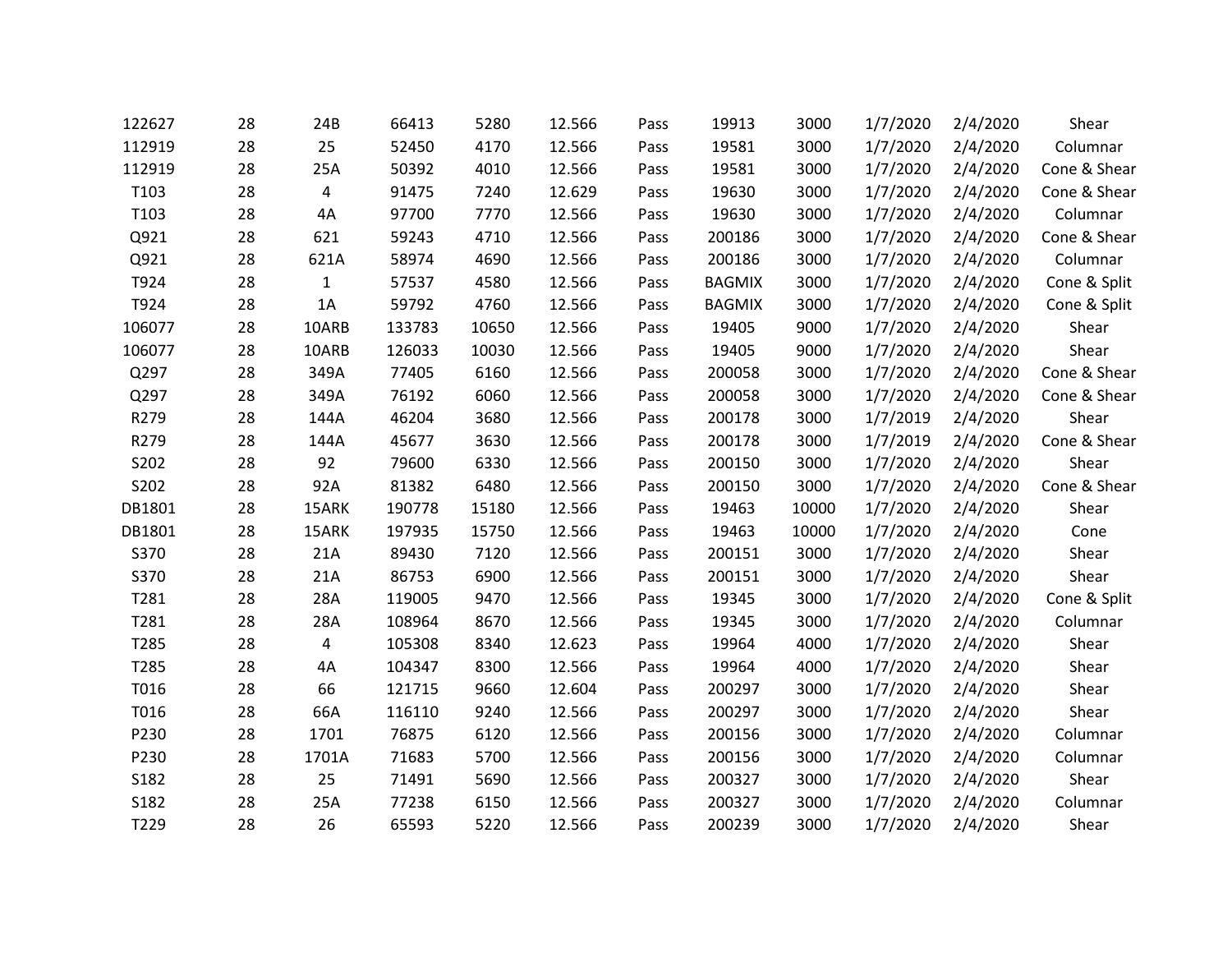| | | | | | | | | | | | |
|---|---|---|---|---|---|---|---|---|---|---|---|
| 122627 | 28 | 24B | 66413 | 5280 | 12.566 | Pass | 19913 | 3000 | 1/7/2020 | 2/4/2020 | Shear |
| 112919 | 28 | 25 | 52450 | 4170 | 12.566 | Pass | 19581 | 3000 | 1/7/2020 | 2/4/2020 | Columnar |
| 112919 | 28 | 25A | 50392 | 4010 | 12.566 | Pass | 19581 | 3000 | 1/7/2020 | 2/4/2020 | Cone & Shear |
| T103 | 28 | 4 | 91475 | 7240 | 12.629 | Pass | 19630 | 3000 | 1/7/2020 | 2/4/2020 | Cone & Shear |
| T103 | 28 | 4A | 97700 | 7770 | 12.566 | Pass | 19630 | 3000 | 1/7/2020 | 2/4/2020 | Columnar |
| Q921 | 28 | 621 | 59243 | 4710 | 12.566 | Pass | 200186 | 3000 | 1/7/2020 | 2/4/2020 | Cone & Shear |
| Q921 | 28 | 621A | 58974 | 4690 | 12.566 | Pass | 200186 | 3000 | 1/7/2020 | 2/4/2020 | Columnar |
| T924 | 28 | 1 | 57537 | 4580 | 12.566 | Pass | BAGMIX | 3000 | 1/7/2020 | 2/4/2020 | Cone & Split |
| T924 | 28 | 1A | 59792 | 4760 | 12.566 | Pass | BAGMIX | 3000 | 1/7/2020 | 2/4/2020 | Cone & Split |
| 106077 | 28 | 10ARB | 133783 | 10650 | 12.566 | Pass | 19405 | 9000 | 1/7/2020 | 2/4/2020 | Shear |
| 106077 | 28 | 10ARB | 126033 | 10030 | 12.566 | Pass | 19405 | 9000 | 1/7/2020 | 2/4/2020 | Shear |
| Q297 | 28 | 349A | 77405 | 6160 | 12.566 | Pass | 200058 | 3000 | 1/7/2020 | 2/4/2020 | Cone & Shear |
| Q297 | 28 | 349A | 76192 | 6060 | 12.566 | Pass | 200058 | 3000 | 1/7/2020 | 2/4/2020 | Cone & Shear |
| R279 | 28 | 144A | 46204 | 3680 | 12.566 | Pass | 200178 | 3000 | 1/7/2019 | 2/4/2020 | Shear |
| R279 | 28 | 144A | 45677 | 3630 | 12.566 | Pass | 200178 | 3000 | 1/7/2019 | 2/4/2020 | Cone & Shear |
| S202 | 28 | 92 | 79600 | 6330 | 12.566 | Pass | 200150 | 3000 | 1/7/2020 | 2/4/2020 | Shear |
| S202 | 28 | 92A | 81382 | 6480 | 12.566 | Pass | 200150 | 3000 | 1/7/2020 | 2/4/2020 | Cone & Shear |
| DB1801 | 28 | 15ARK | 190778 | 15180 | 12.566 | Pass | 19463 | 10000 | 1/7/2020 | 2/4/2020 | Shear |
| DB1801 | 28 | 15ARK | 197935 | 15750 | 12.566 | Pass | 19463 | 10000 | 1/7/2020 | 2/4/2020 | Cone |
| S370 | 28 | 21A | 89430 | 7120 | 12.566 | Pass | 200151 | 3000 | 1/7/2020 | 2/4/2020 | Shear |
| S370 | 28 | 21A | 86753 | 6900 | 12.566 | Pass | 200151 | 3000 | 1/7/2020 | 2/4/2020 | Shear |
| T281 | 28 | 28A | 119005 | 9470 | 12.566 | Pass | 19345 | 3000 | 1/7/2020 | 2/4/2020 | Cone & Split |
| T281 | 28 | 28A | 108964 | 8670 | 12.566 | Pass | 19345 | 3000 | 1/7/2020 | 2/4/2020 | Columnar |
| T285 | 28 | 4 | 105308 | 8340 | 12.623 | Pass | 19964 | 4000 | 1/7/2020 | 2/4/2020 | Shear |
| T285 | 28 | 4A | 104347 | 8300 | 12.566 | Pass | 19964 | 4000 | 1/7/2020 | 2/4/2020 | Shear |
| T016 | 28 | 66 | 121715 | 9660 | 12.604 | Pass | 200297 | 3000 | 1/7/2020 | 2/4/2020 | Shear |
| T016 | 28 | 66A | 116110 | 9240 | 12.566 | Pass | 200297 | 3000 | 1/7/2020 | 2/4/2020 | Shear |
| P230 | 28 | 1701 | 76875 | 6120 | 12.566 | Pass | 200156 | 3000 | 1/7/2020 | 2/4/2020 | Columnar |
| P230 | 28 | 1701A | 71683 | 5700 | 12.566 | Pass | 200156 | 3000 | 1/7/2020 | 2/4/2020 | Columnar |
| S182 | 28 | 25 | 71491 | 5690 | 12.566 | Pass | 200327 | 3000 | 1/7/2020 | 2/4/2020 | Shear |
| S182 | 28 | 25A | 77238 | 6150 | 12.566 | Pass | 200327 | 3000 | 1/7/2020 | 2/4/2020 | Columnar |
| T229 | 28 | 26 | 65593 | 5220 | 12.566 | Pass | 200239 | 3000 | 1/7/2020 | 2/4/2020 | Shear |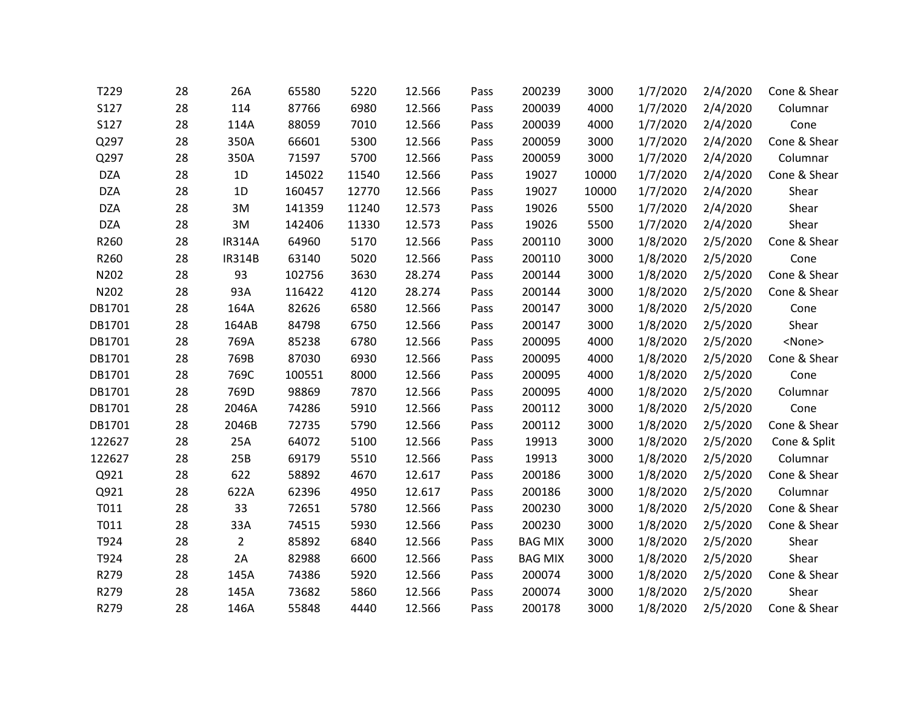| | | | | | | | | | | | |
|---|---|---|---|---|---|---|---|---|---|---|---|
| T229 | 28 | 26A | 65580 | 5220 | 12.566 | Pass | 200239 | 3000 | 1/7/2020 | 2/4/2020 | Cone & Shear |
| S127 | 28 | 114 | 87766 | 6980 | 12.566 | Pass | 200039 | 4000 | 1/7/2020 | 2/4/2020 | Columnar |
| S127 | 28 | 114A | 88059 | 7010 | 12.566 | Pass | 200039 | 4000 | 1/7/2020 | 2/4/2020 | Cone |
| Q297 | 28 | 350A | 66601 | 5300 | 12.566 | Pass | 200059 | 3000 | 1/7/2020 | 2/4/2020 | Cone & Shear |
| Q297 | 28 | 350A | 71597 | 5700 | 12.566 | Pass | 200059 | 3000 | 1/7/2020 | 2/4/2020 | Columnar |
| DZA | 28 | 1D | 145022 | 11540 | 12.566 | Pass | 19027 | 10000 | 1/7/2020 | 2/4/2020 | Cone & Shear |
| DZA | 28 | 1D | 160457 | 12770 | 12.566 | Pass | 19027 | 10000 | 1/7/2020 | 2/4/2020 | Shear |
| DZA | 28 | 3M | 141359 | 11240 | 12.573 | Pass | 19026 | 5500 | 1/7/2020 | 2/4/2020 | Shear |
| DZA | 28 | 3M | 142406 | 11330 | 12.573 | Pass | 19026 | 5500 | 1/7/2020 | 2/4/2020 | Shear |
| R260 | 28 | IR314A | 64960 | 5170 | 12.566 | Pass | 200110 | 3000 | 1/8/2020 | 2/5/2020 | Cone & Shear |
| R260 | 28 | IR314B | 63140 | 5020 | 12.566 | Pass | 200110 | 3000 | 1/8/2020 | 2/5/2020 | Cone |
| N202 | 28 | 93 | 102756 | 3630 | 28.274 | Pass | 200144 | 3000 | 1/8/2020 | 2/5/2020 | Cone & Shear |
| N202 | 28 | 93A | 116422 | 4120 | 28.274 | Pass | 200144 | 3000 | 1/8/2020 | 2/5/2020 | Cone & Shear |
| DB1701 | 28 | 164A | 82626 | 6580 | 12.566 | Pass | 200147 | 3000 | 1/8/2020 | 2/5/2020 | Cone |
| DB1701 | 28 | 164AB | 84798 | 6750 | 12.566 | Pass | 200147 | 3000 | 1/8/2020 | 2/5/2020 | Shear |
| DB1701 | 28 | 769A | 85238 | 6780 | 12.566 | Pass | 200095 | 4000 | 1/8/2020 | 2/5/2020 | <None> |
| DB1701 | 28 | 769B | 87030 | 6930 | 12.566 | Pass | 200095 | 4000 | 1/8/2020 | 2/5/2020 | Cone & Shear |
| DB1701 | 28 | 769C | 100551 | 8000 | 12.566 | Pass | 200095 | 4000 | 1/8/2020 | 2/5/2020 | Cone |
| DB1701 | 28 | 769D | 98869 | 7870 | 12.566 | Pass | 200095 | 4000 | 1/8/2020 | 2/5/2020 | Columnar |
| DB1701 | 28 | 2046A | 74286 | 5910 | 12.566 | Pass | 200112 | 3000 | 1/8/2020 | 2/5/2020 | Cone |
| DB1701 | 28 | 2046B | 72735 | 5790 | 12.566 | Pass | 200112 | 3000 | 1/8/2020 | 2/5/2020 | Cone & Shear |
| 122627 | 28 | 25A | 64072 | 5100 | 12.566 | Pass | 19913 | 3000 | 1/8/2020 | 2/5/2020 | Cone & Split |
| 122627 | 28 | 25B | 69179 | 5510 | 12.566 | Pass | 19913 | 3000 | 1/8/2020 | 2/5/2020 | Columnar |
| Q921 | 28 | 622 | 58892 | 4670 | 12.617 | Pass | 200186 | 3000 | 1/8/2020 | 2/5/2020 | Cone & Shear |
| Q921 | 28 | 622A | 62396 | 4950 | 12.617 | Pass | 200186 | 3000 | 1/8/2020 | 2/5/2020 | Columnar |
| T011 | 28 | 33 | 72651 | 5780 | 12.566 | Pass | 200230 | 3000 | 1/8/2020 | 2/5/2020 | Cone & Shear |
| T011 | 28 | 33A | 74515 | 5930 | 12.566 | Pass | 200230 | 3000 | 1/8/2020 | 2/5/2020 | Cone & Shear |
| T924 | 28 | 2 | 85892 | 6840 | 12.566 | Pass | BAG MIX | 3000 | 1/8/2020 | 2/5/2020 | Shear |
| T924 | 28 | 2A | 82988 | 6600 | 12.566 | Pass | BAG MIX | 3000 | 1/8/2020 | 2/5/2020 | Shear |
| R279 | 28 | 145A | 74386 | 5920 | 12.566 | Pass | 200074 | 3000 | 1/8/2020 | 2/5/2020 | Cone & Shear |
| R279 | 28 | 145A | 73682 | 5860 | 12.566 | Pass | 200074 | 3000 | 1/8/2020 | 2/5/2020 | Shear |
| R279 | 28 | 146A | 55848 | 4440 | 12.566 | Pass | 200178 | 3000 | 1/8/2020 | 2/5/2020 | Cone & Shear |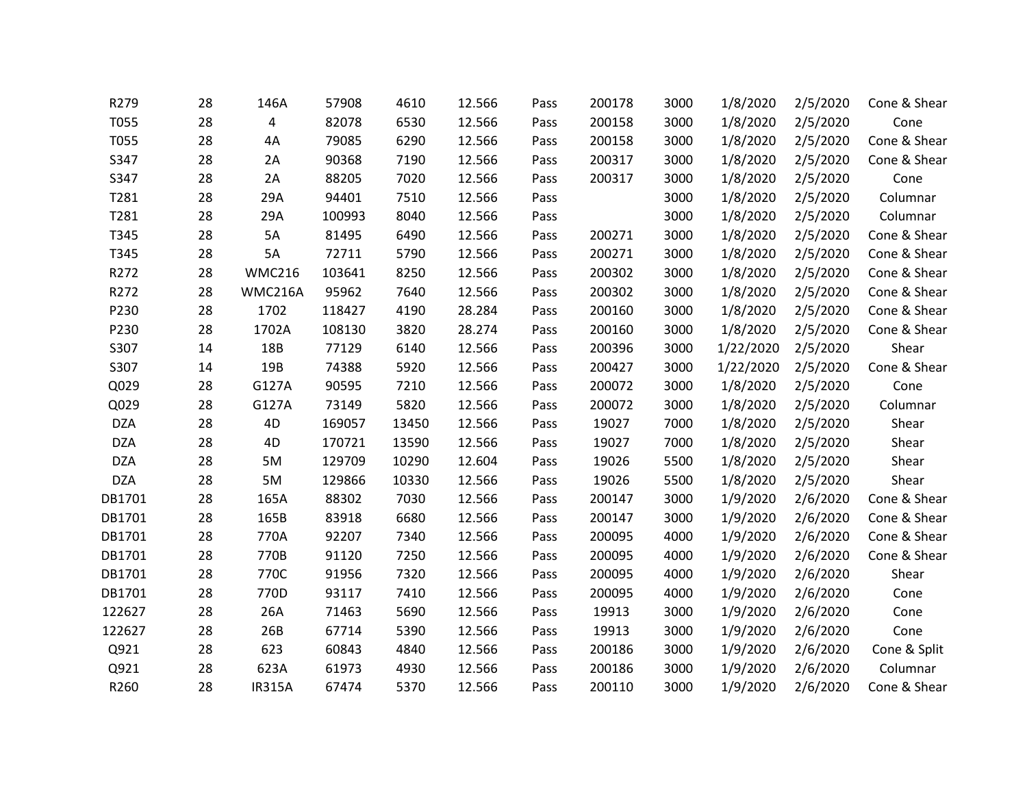| | | | | | | | | | | | |
|---|---|---|---|---|---|---|---|---|---|---|---|
| R279 | 28 | 146A | 57908 | 4610 | 12.566 | Pass | 200178 | 3000 | 1/8/2020 | 2/5/2020 | Cone & Shear |
| T055 | 28 | 4 | 82078 | 6530 | 12.566 | Pass | 200158 | 3000 | 1/8/2020 | 2/5/2020 | Cone |
| T055 | 28 | 4A | 79085 | 6290 | 12.566 | Pass | 200158 | 3000 | 1/8/2020 | 2/5/2020 | Cone & Shear |
| S347 | 28 | 2A | 90368 | 7190 | 12.566 | Pass | 200317 | 3000 | 1/8/2020 | 2/5/2020 | Cone & Shear |
| S347 | 28 | 2A | 88205 | 7020 | 12.566 | Pass | 200317 | 3000 | 1/8/2020 | 2/5/2020 | Cone |
| T281 | 28 | 29A | 94401 | 7510 | 12.566 | Pass | | 3000 | 1/8/2020 | 2/5/2020 | Columnar |
| T281 | 28 | 29A | 100993 | 8040 | 12.566 | Pass | | 3000 | 1/8/2020 | 2/5/2020 | Columnar |
| T345 | 28 | 5A | 81495 | 6490 | 12.566 | Pass | 200271 | 3000 | 1/8/2020 | 2/5/2020 | Cone & Shear |
| T345 | 28 | 5A | 72711 | 5790 | 12.566 | Pass | 200271 | 3000 | 1/8/2020 | 2/5/2020 | Cone & Shear |
| R272 | 28 | WMC216 | 103641 | 8250 | 12.566 | Pass | 200302 | 3000 | 1/8/2020 | 2/5/2020 | Cone & Shear |
| R272 | 28 | WMC216A | 95962 | 7640 | 12.566 | Pass | 200302 | 3000 | 1/8/2020 | 2/5/2020 | Cone & Shear |
| P230 | 28 | 1702 | 118427 | 4190 | 28.284 | Pass | 200160 | 3000 | 1/8/2020 | 2/5/2020 | Cone & Shear |
| P230 | 28 | 1702A | 108130 | 3820 | 28.274 | Pass | 200160 | 3000 | 1/8/2020 | 2/5/2020 | Cone & Shear |
| S307 | 14 | 18B | 77129 | 6140 | 12.566 | Pass | 200396 | 3000 | 1/22/2020 | 2/5/2020 | Shear |
| S307 | 14 | 19B | 74388 | 5920 | 12.566 | Pass | 200427 | 3000 | 1/22/2020 | 2/5/2020 | Cone & Shear |
| Q029 | 28 | G127A | 90595 | 7210 | 12.566 | Pass | 200072 | 3000 | 1/8/2020 | 2/5/2020 | Cone |
| Q029 | 28 | G127A | 73149 | 5820 | 12.566 | Pass | 200072 | 3000 | 1/8/2020 | 2/5/2020 | Columnar |
| DZA | 28 | 4D | 169057 | 13450 | 12.566 | Pass | 19027 | 7000 | 1/8/2020 | 2/5/2020 | Shear |
| DZA | 28 | 4D | 170721 | 13590 | 12.566 | Pass | 19027 | 7000 | 1/8/2020 | 2/5/2020 | Shear |
| DZA | 28 | 5M | 129709 | 10290 | 12.604 | Pass | 19026 | 5500 | 1/8/2020 | 2/5/2020 | Shear |
| DZA | 28 | 5M | 129866 | 10330 | 12.566 | Pass | 19026 | 5500 | 1/8/2020 | 2/5/2020 | Shear |
| DB1701 | 28 | 165A | 88302 | 7030 | 12.566 | Pass | 200147 | 3000 | 1/9/2020 | 2/6/2020 | Cone & Shear |
| DB1701 | 28 | 165B | 83918 | 6680 | 12.566 | Pass | 200147 | 3000 | 1/9/2020 | 2/6/2020 | Cone & Shear |
| DB1701 | 28 | 770A | 92207 | 7340 | 12.566 | Pass | 200095 | 4000 | 1/9/2020 | 2/6/2020 | Cone & Shear |
| DB1701 | 28 | 770B | 91120 | 7250 | 12.566 | Pass | 200095 | 4000 | 1/9/2020 | 2/6/2020 | Cone & Shear |
| DB1701 | 28 | 770C | 91956 | 7320 | 12.566 | Pass | 200095 | 4000 | 1/9/2020 | 2/6/2020 | Shear |
| DB1701 | 28 | 770D | 93117 | 7410 | 12.566 | Pass | 200095 | 4000 | 1/9/2020 | 2/6/2020 | Cone |
| 122627 | 28 | 26A | 71463 | 5690 | 12.566 | Pass | 19913 | 3000 | 1/9/2020 | 2/6/2020 | Cone |
| 122627 | 28 | 26B | 67714 | 5390 | 12.566 | Pass | 19913 | 3000 | 1/9/2020 | 2/6/2020 | Cone |
| Q921 | 28 | 623 | 60843 | 4840 | 12.566 | Pass | 200186 | 3000 | 1/9/2020 | 2/6/2020 | Cone & Split |
| Q921 | 28 | 623A | 61973 | 4930 | 12.566 | Pass | 200186 | 3000 | 1/9/2020 | 2/6/2020 | Columnar |
| R260 | 28 | IR315A | 67474 | 5370 | 12.566 | Pass | 200110 | 3000 | 1/9/2020 | 2/6/2020 | Cone & Shear |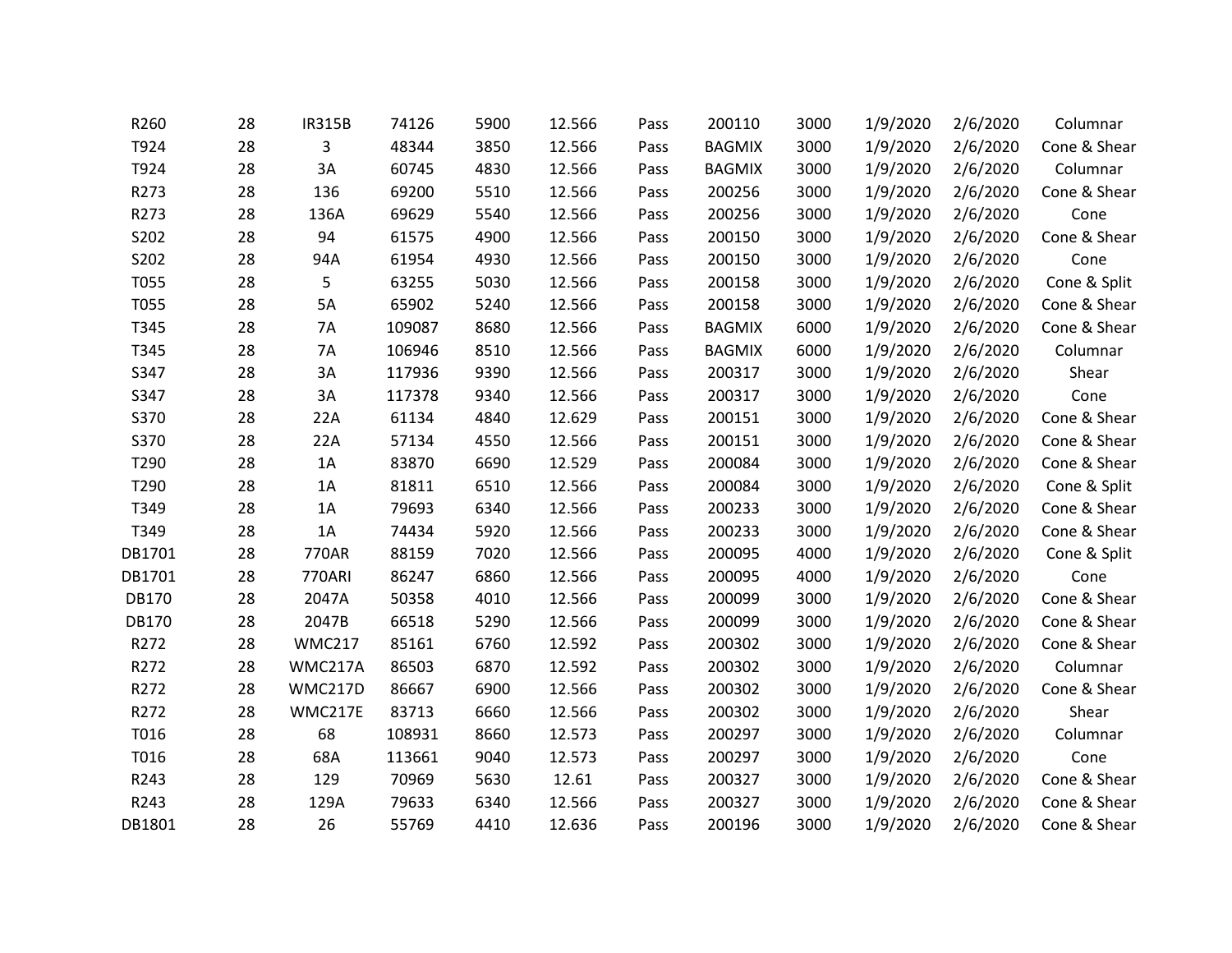| | | | | | | | | | | | |
|---|---|---|---|---|---|---|---|---|---|---|---|
| R260 | 28 | IR315B | 74126 | 5900 | 12.566 | Pass | 200110 | 3000 | 1/9/2020 | 2/6/2020 | Columnar |
| T924 | 28 | 3 | 48344 | 3850 | 12.566 | Pass | BAGMIX | 3000 | 1/9/2020 | 2/6/2020 | Cone & Shear |
| T924 | 28 | 3A | 60745 | 4830 | 12.566 | Pass | BAGMIX | 3000 | 1/9/2020 | 2/6/2020 | Columnar |
| R273 | 28 | 136 | 69200 | 5510 | 12.566 | Pass | 200256 | 3000 | 1/9/2020 | 2/6/2020 | Cone & Shear |
| R273 | 28 | 136A | 69629 | 5540 | 12.566 | Pass | 200256 | 3000 | 1/9/2020 | 2/6/2020 | Cone |
| S202 | 28 | 94 | 61575 | 4900 | 12.566 | Pass | 200150 | 3000 | 1/9/2020 | 2/6/2020 | Cone & Shear |
| S202 | 28 | 94A | 61954 | 4930 | 12.566 | Pass | 200150 | 3000 | 1/9/2020 | 2/6/2020 | Cone |
| T055 | 28 | 5 | 63255 | 5030 | 12.566 | Pass | 200158 | 3000 | 1/9/2020 | 2/6/2020 | Cone & Split |
| T055 | 28 | 5A | 65902 | 5240 | 12.566 | Pass | 200158 | 3000 | 1/9/2020 | 2/6/2020 | Cone & Shear |
| T345 | 28 | 7A | 109087 | 8680 | 12.566 | Pass | BAGMIX | 6000 | 1/9/2020 | 2/6/2020 | Cone & Shear |
| T345 | 28 | 7A | 106946 | 8510 | 12.566 | Pass | BAGMIX | 6000 | 1/9/2020 | 2/6/2020 | Columnar |
| S347 | 28 | 3A | 117936 | 9390 | 12.566 | Pass | 200317 | 3000 | 1/9/2020 | 2/6/2020 | Shear |
| S347 | 28 | 3A | 117378 | 9340 | 12.566 | Pass | 200317 | 3000 | 1/9/2020 | 2/6/2020 | Cone |
| S370 | 28 | 22A | 61134 | 4840 | 12.629 | Pass | 200151 | 3000 | 1/9/2020 | 2/6/2020 | Cone & Shear |
| S370 | 28 | 22A | 57134 | 4550 | 12.566 | Pass | 200151 | 3000 | 1/9/2020 | 2/6/2020 | Cone & Shear |
| T290 | 28 | 1A | 83870 | 6690 | 12.529 | Pass | 200084 | 3000 | 1/9/2020 | 2/6/2020 | Cone & Shear |
| T290 | 28 | 1A | 81811 | 6510 | 12.566 | Pass | 200084 | 3000 | 1/9/2020 | 2/6/2020 | Cone & Split |
| T349 | 28 | 1A | 79693 | 6340 | 12.566 | Pass | 200233 | 3000 | 1/9/2020 | 2/6/2020 | Cone & Shear |
| T349 | 28 | 1A | 74434 | 5920 | 12.566 | Pass | 200233 | 3000 | 1/9/2020 | 2/6/2020 | Cone & Shear |
| DB1701 | 28 | 770AR | 88159 | 7020 | 12.566 | Pass | 200095 | 4000 | 1/9/2020 | 2/6/2020 | Cone & Split |
| DB1701 | 28 | 770ARI | 86247 | 6860 | 12.566 | Pass | 200095 | 4000 | 1/9/2020 | 2/6/2020 | Cone |
| DB170 | 28 | 2047A | 50358 | 4010 | 12.566 | Pass | 200099 | 3000 | 1/9/2020 | 2/6/2020 | Cone & Shear |
| DB170 | 28 | 2047B | 66518 | 5290 | 12.566 | Pass | 200099 | 3000 | 1/9/2020 | 2/6/2020 | Cone & Shear |
| R272 | 28 | WMC217 | 85161 | 6760 | 12.592 | Pass | 200302 | 3000 | 1/9/2020 | 2/6/2020 | Cone & Shear |
| R272 | 28 | WMC217A | 86503 | 6870 | 12.592 | Pass | 200302 | 3000 | 1/9/2020 | 2/6/2020 | Columnar |
| R272 | 28 | WMC217D | 86667 | 6900 | 12.566 | Pass | 200302 | 3000 | 1/9/2020 | 2/6/2020 | Cone & Shear |
| R272 | 28 | WMC217E | 83713 | 6660 | 12.566 | Pass | 200302 | 3000 | 1/9/2020 | 2/6/2020 | Shear |
| T016 | 28 | 68 | 108931 | 8660 | 12.573 | Pass | 200297 | 3000 | 1/9/2020 | 2/6/2020 | Columnar |
| T016 | 28 | 68A | 113661 | 9040 | 12.573 | Pass | 200297 | 3000 | 1/9/2020 | 2/6/2020 | Cone |
| R243 | 28 | 129 | 70969 | 5630 | 12.61 | Pass | 200327 | 3000 | 1/9/2020 | 2/6/2020 | Cone & Shear |
| R243 | 28 | 129A | 79633 | 6340 | 12.566 | Pass | 200327 | 3000 | 1/9/2020 | 2/6/2020 | Cone & Shear |
| DB1801 | 28 | 26 | 55769 | 4410 | 12.636 | Pass | 200196 | 3000 | 1/9/2020 | 2/6/2020 | Cone & Shear |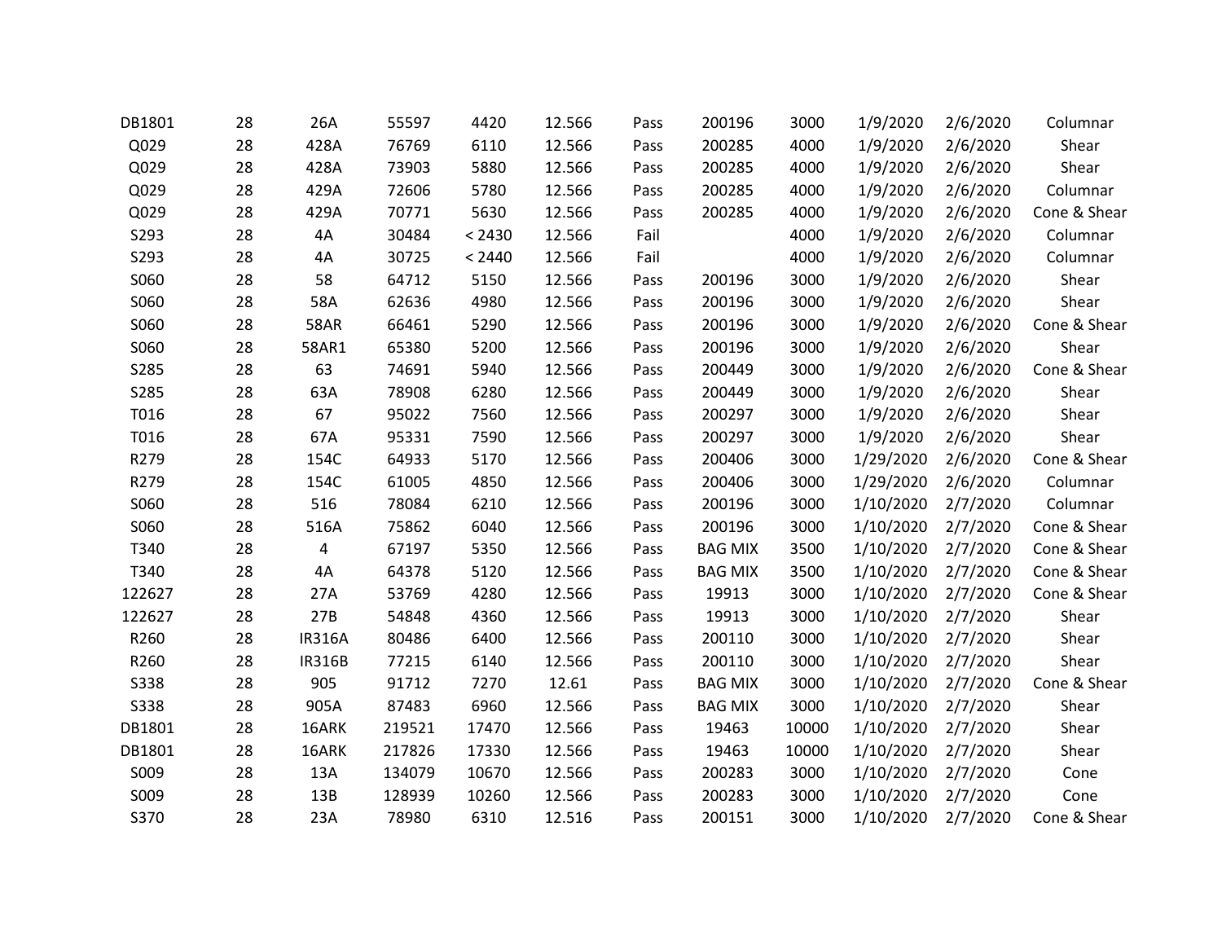| | | | | | | | | | | | |
|---|---|---|---|---|---|---|---|---|---|---|---|
| DB1801 | 28 | 26A | 55597 | 4420 | 12.566 | Pass | 200196 | 3000 | 1/9/2020 | 2/6/2020 | Columnar |
| Q029 | 28 | 428A | 76769 | 6110 | 12.566 | Pass | 200285 | 4000 | 1/9/2020 | 2/6/2020 | Shear |
| Q029 | 28 | 428A | 73903 | 5880 | 12.566 | Pass | 200285 | 4000 | 1/9/2020 | 2/6/2020 | Shear |
| Q029 | 28 | 429A | 72606 | 5780 | 12.566 | Pass | 200285 | 4000 | 1/9/2020 | 2/6/2020 | Columnar |
| Q029 | 28 | 429A | 70771 | 5630 | 12.566 | Pass | 200285 | 4000 | 1/9/2020 | 2/6/2020 | Cone & Shear |
| S293 | 28 | 4A | 30484 | < 2430 | 12.566 | Fail | | 4000 | 1/9/2020 | 2/6/2020 | Columnar |
| S293 | 28 | 4A | 30725 | < 2440 | 12.566 | Fail | | 4000 | 1/9/2020 | 2/6/2020 | Columnar |
| S060 | 28 | 58 | 64712 | 5150 | 12.566 | Pass | 200196 | 3000 | 1/9/2020 | 2/6/2020 | Shear |
| S060 | 28 | 58A | 62636 | 4980 | 12.566 | Pass | 200196 | 3000 | 1/9/2020 | 2/6/2020 | Shear |
| S060 | 28 | 58AR | 66461 | 5290 | 12.566 | Pass | 200196 | 3000 | 1/9/2020 | 2/6/2020 | Cone & Shear |
| S060 | 28 | 58AR1 | 65380 | 5200 | 12.566 | Pass | 200196 | 3000 | 1/9/2020 | 2/6/2020 | Shear |
| S285 | 28 | 63 | 74691 | 5940 | 12.566 | Pass | 200449 | 3000 | 1/9/2020 | 2/6/2020 | Cone & Shear |
| S285 | 28 | 63A | 78908 | 6280 | 12.566 | Pass | 200449 | 3000 | 1/9/2020 | 2/6/2020 | Shear |
| T016 | 28 | 67 | 95022 | 7560 | 12.566 | Pass | 200297 | 3000 | 1/9/2020 | 2/6/2020 | Shear |
| T016 | 28 | 67A | 95331 | 7590 | 12.566 | Pass | 200297 | 3000 | 1/9/2020 | 2/6/2020 | Shear |
| R279 | 28 | 154C | 64933 | 5170 | 12.566 | Pass | 200406 | 3000 | 1/29/2020 | 2/6/2020 | Cone & Shear |
| R279 | 28 | 154C | 61005 | 4850 | 12.566 | Pass | 200406 | 3000 | 1/29/2020 | 2/6/2020 | Columnar |
| S060 | 28 | 516 | 78084 | 6210 | 12.566 | Pass | 200196 | 3000 | 1/10/2020 | 2/7/2020 | Columnar |
| S060 | 28 | 516A | 75862 | 6040 | 12.566 | Pass | 200196 | 3000 | 1/10/2020 | 2/7/2020 | Cone & Shear |
| T340 | 28 | 4 | 67197 | 5350 | 12.566 | Pass | BAG MIX | 3500 | 1/10/2020 | 2/7/2020 | Cone & Shear |
| T340 | 28 | 4A | 64378 | 5120 | 12.566 | Pass | BAG MIX | 3500 | 1/10/2020 | 2/7/2020 | Cone & Shear |
| 122627 | 28 | 27A | 53769 | 4280 | 12.566 | Pass | 19913 | 3000 | 1/10/2020 | 2/7/2020 | Cone & Shear |
| 122627 | 28 | 27B | 54848 | 4360 | 12.566 | Pass | 19913 | 3000 | 1/10/2020 | 2/7/2020 | Shear |
| R260 | 28 | IR316A | 80486 | 6400 | 12.566 | Pass | 200110 | 3000 | 1/10/2020 | 2/7/2020 | Shear |
| R260 | 28 | IR316B | 77215 | 6140 | 12.566 | Pass | 200110 | 3000 | 1/10/2020 | 2/7/2020 | Shear |
| S338 | 28 | 905 | 91712 | 7270 | 12.61 | Pass | BAG MIX | 3000 | 1/10/2020 | 2/7/2020 | Cone & Shear |
| S338 | 28 | 905A | 87483 | 6960 | 12.566 | Pass | BAG MIX | 3000 | 1/10/2020 | 2/7/2020 | Shear |
| DB1801 | 28 | 16ARK | 219521 | 17470 | 12.566 | Pass | 19463 | 10000 | 1/10/2020 | 2/7/2020 | Shear |
| DB1801 | 28 | 16ARK | 217826 | 17330 | 12.566 | Pass | 19463 | 10000 | 1/10/2020 | 2/7/2020 | Shear |
| S009 | 28 | 13A | 134079 | 10670 | 12.566 | Pass | 200283 | 3000 | 1/10/2020 | 2/7/2020 | Cone |
| S009 | 28 | 13B | 128939 | 10260 | 12.566 | Pass | 200283 | 3000 | 1/10/2020 | 2/7/2020 | Cone |
| S370 | 28 | 23A | 78980 | 6310 | 12.516 | Pass | 200151 | 3000 | 1/10/2020 | 2/7/2020 | Cone & Shear |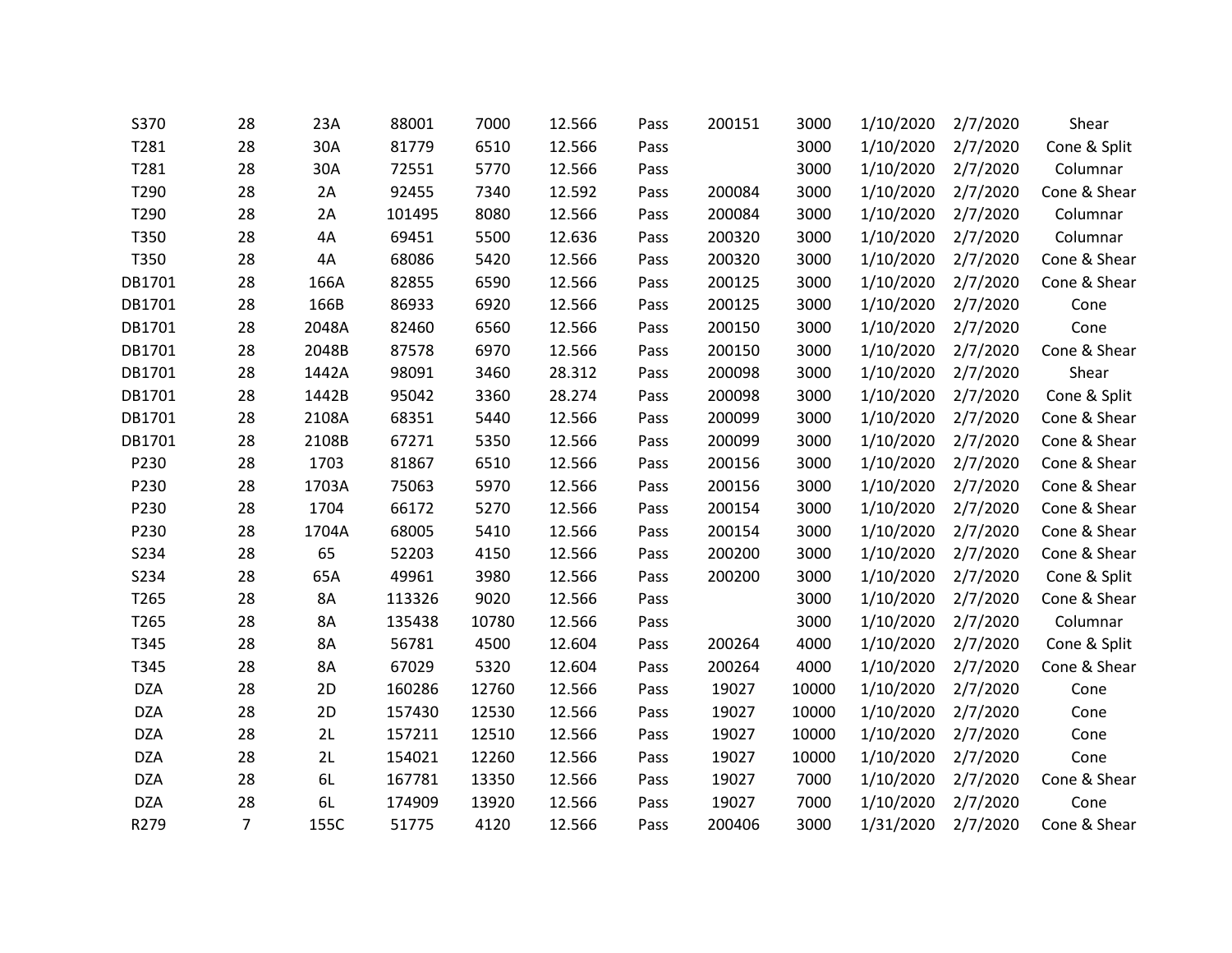| | | | | | | | | | | | |
|---|---|---|---|---|---|---|---|---|---|---|---|
| S370 | 28 | 23A | 88001 | 7000 | 12.566 | Pass | 200151 | 3000 | 1/10/2020 | 2/7/2020 | Shear |
| T281 | 28 | 30A | 81779 | 6510 | 12.566 | Pass | | 3000 | 1/10/2020 | 2/7/2020 | Cone & Split |
| T281 | 28 | 30A | 72551 | 5770 | 12.566 | Pass | | 3000 | 1/10/2020 | 2/7/2020 | Columnar |
| T290 | 28 | 2A | 92455 | 7340 | 12.592 | Pass | 200084 | 3000 | 1/10/2020 | 2/7/2020 | Cone & Shear |
| T290 | 28 | 2A | 101495 | 8080 | 12.566 | Pass | 200084 | 3000 | 1/10/2020 | 2/7/2020 | Columnar |
| T350 | 28 | 4A | 69451 | 5500 | 12.636 | Pass | 200320 | 3000 | 1/10/2020 | 2/7/2020 | Columnar |
| T350 | 28 | 4A | 68086 | 5420 | 12.566 | Pass | 200320 | 3000 | 1/10/2020 | 2/7/2020 | Cone & Shear |
| DB1701 | 28 | 166A | 82855 | 6590 | 12.566 | Pass | 200125 | 3000 | 1/10/2020 | 2/7/2020 | Cone & Shear |
| DB1701 | 28 | 166B | 86933 | 6920 | 12.566 | Pass | 200125 | 3000 | 1/10/2020 | 2/7/2020 | Cone |
| DB1701 | 28 | 2048A | 82460 | 6560 | 12.566 | Pass | 200150 | 3000 | 1/10/2020 | 2/7/2020 | Cone |
| DB1701 | 28 | 2048B | 87578 | 6970 | 12.566 | Pass | 200150 | 3000 | 1/10/2020 | 2/7/2020 | Cone & Shear |
| DB1701 | 28 | 1442A | 98091 | 3460 | 28.312 | Pass | 200098 | 3000 | 1/10/2020 | 2/7/2020 | Shear |
| DB1701 | 28 | 1442B | 95042 | 3360 | 28.274 | Pass | 200098 | 3000 | 1/10/2020 | 2/7/2020 | Cone & Split |
| DB1701 | 28 | 2108A | 68351 | 5440 | 12.566 | Pass | 200099 | 3000 | 1/10/2020 | 2/7/2020 | Cone & Shear |
| DB1701 | 28 | 2108B | 67271 | 5350 | 12.566 | Pass | 200099 | 3000 | 1/10/2020 | 2/7/2020 | Cone & Shear |
| P230 | 28 | 1703 | 81867 | 6510 | 12.566 | Pass | 200156 | 3000 | 1/10/2020 | 2/7/2020 | Cone & Shear |
| P230 | 28 | 1703A | 75063 | 5970 | 12.566 | Pass | 200156 | 3000 | 1/10/2020 | 2/7/2020 | Cone & Shear |
| P230 | 28 | 1704 | 66172 | 5270 | 12.566 | Pass | 200154 | 3000 | 1/10/2020 | 2/7/2020 | Cone & Shear |
| P230 | 28 | 1704A | 68005 | 5410 | 12.566 | Pass | 200154 | 3000 | 1/10/2020 | 2/7/2020 | Cone & Shear |
| S234 | 28 | 65 | 52203 | 4150 | 12.566 | Pass | 200200 | 3000 | 1/10/2020 | 2/7/2020 | Cone & Shear |
| S234 | 28 | 65A | 49961 | 3980 | 12.566 | Pass | 200200 | 3000 | 1/10/2020 | 2/7/2020 | Cone & Split |
| T265 | 28 | 8A | 113326 | 9020 | 12.566 | Pass | | 3000 | 1/10/2020 | 2/7/2020 | Cone & Shear |
| T265 | 28 | 8A | 135438 | 10780 | 12.566 | Pass | | 3000 | 1/10/2020 | 2/7/2020 | Columnar |
| T345 | 28 | 8A | 56781 | 4500 | 12.604 | Pass | 200264 | 4000 | 1/10/2020 | 2/7/2020 | Cone & Split |
| T345 | 28 | 8A | 67029 | 5320 | 12.604 | Pass | 200264 | 4000 | 1/10/2020 | 2/7/2020 | Cone & Shear |
| DZA | 28 | 2D | 160286 | 12760 | 12.566 | Pass | 19027 | 10000 | 1/10/2020 | 2/7/2020 | Cone |
| DZA | 28 | 2D | 157430 | 12530 | 12.566 | Pass | 19027 | 10000 | 1/10/2020 | 2/7/2020 | Cone |
| DZA | 28 | 2L | 157211 | 12510 | 12.566 | Pass | 19027 | 10000 | 1/10/2020 | 2/7/2020 | Cone |
| DZA | 28 | 2L | 154021 | 12260 | 12.566 | Pass | 19027 | 10000 | 1/10/2020 | 2/7/2020 | Cone |
| DZA | 28 | 6L | 167781 | 13350 | 12.566 | Pass | 19027 | 7000 | 1/10/2020 | 2/7/2020 | Cone & Shear |
| DZA | 28 | 6L | 174909 | 13920 | 12.566 | Pass | 19027 | 7000 | 1/10/2020 | 2/7/2020 | Cone |
| R279 | 7 | 155C | 51775 | 4120 | 12.566 | Pass | 200406 | 3000 | 1/31/2020 | 2/7/2020 | Cone & Shear |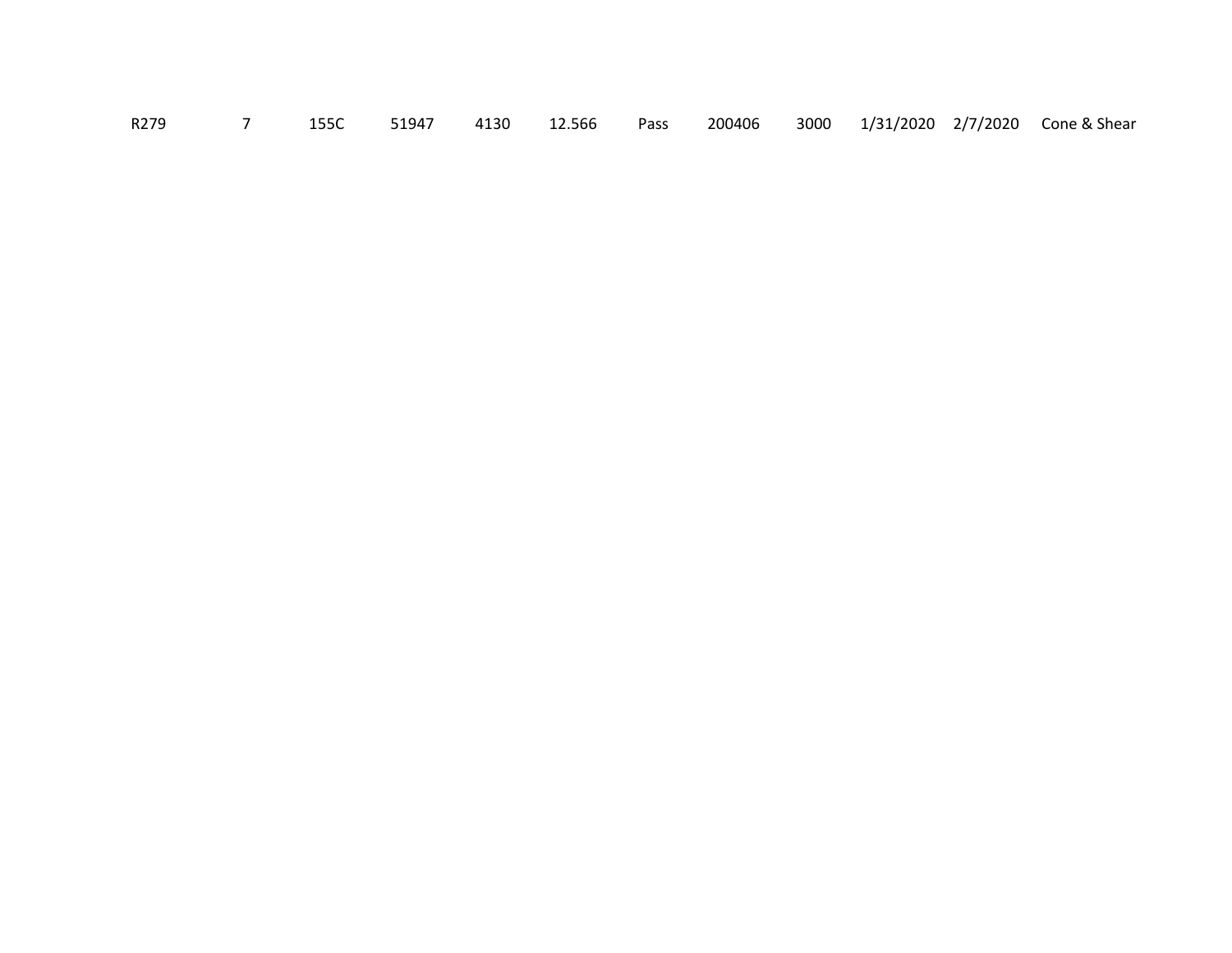| | | | | | | | | | | | |
|---|---|---|---|---|---|---|---|---|---|---|---|
| R279 | 7 | 155C | 51947 | 4130 | 12.566 | Pass | 200406 | 3000 | 1/31/2020 | 2/7/2020 | Cone & Shear |